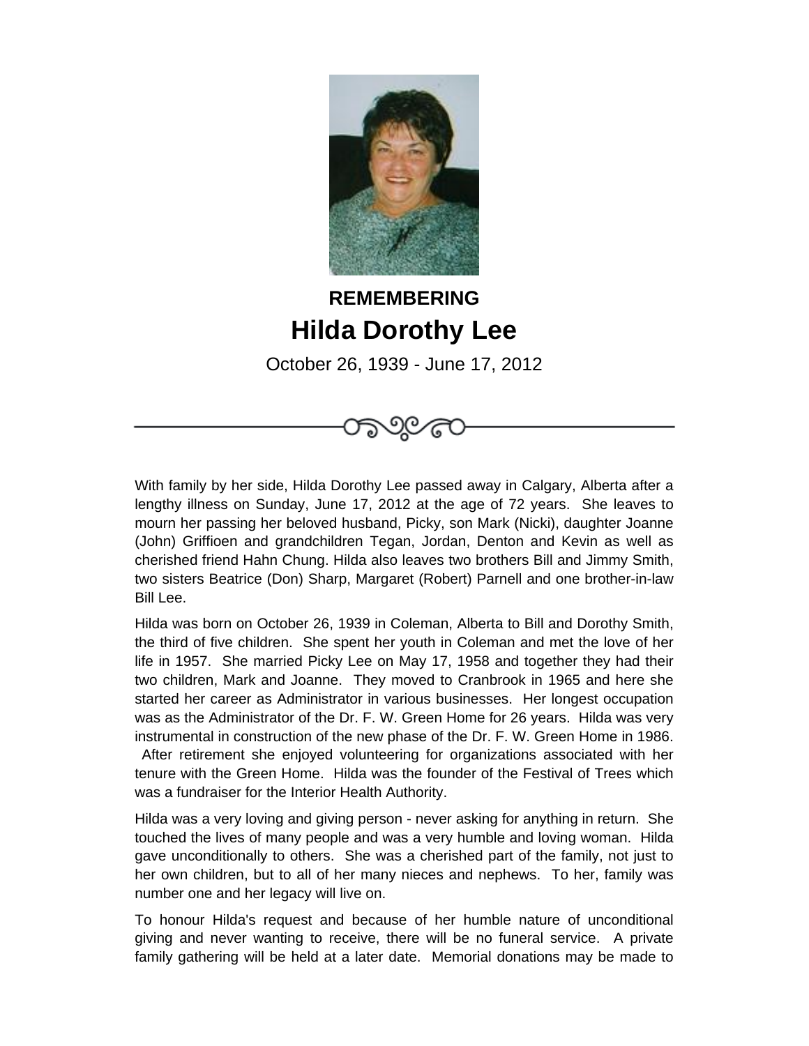**REMEMBERING**

# Hilda Dorothy Lee

October 26, 1939 - June 17, 2012

With family by her side, Hilda Dorothy Lee passed away in Calgary, Alberta after a lengthy illness on Sunday, June 17, 2012 at the age of 72 years. She leaves to mourn her passing her beloved husband, Picky, son Mark (Nicki), daughter Joanne (John) Griffioen and grandchildren Tegan, Jordan, Denton and Kevin as well as cherished friend Hahn Chung. Hilda also leaves two brothers Bill and Jimmy Smith, two sisters Beatrice (Don) Sharp, Margaret (Robert) Parnell and one brother-in-law Bill Lee.

Hilda was born on October 26, 1939 in Coleman, Alberta to Bill and Dorothy Smith, the third of five children. She spent her youth in Coleman and met the love of her life in 1957. She married Picky Lee on May 17, 1958 and together they had their two children, Mark and Joanne. They moved to Cranbrook in 1965 and here she started her career as Administrator in various businesses. Her longest occupation was as the Administrator of the Dr. F. W. Green Home for 26 years. Hilda was very instrumental in construction of the new phase of the Dr. F. W. Green Home in 1986. After retirement she enjoyed volunteering for organizations associated with her tenure with the Green Home. Hilda was the founder of the Festival of Trees which was a fundraiser for the Interior Health Authority.

Hilda was a very loving and giving person - never asking for anything in return. She touched the lives of many people and was a very humble and loving woman. Hilda gave unconditionally to others. She was a cherished part of the family, not just to her own children, but to all of her many nieces and nephews. To her, family was number one and her legacy will live on.

To honour Hilda's request and because of her humble nature of unconditional giving and never wanting to receive, there will be no funeral service. A private family gathering will be held at a later date. Memorial donations may be made to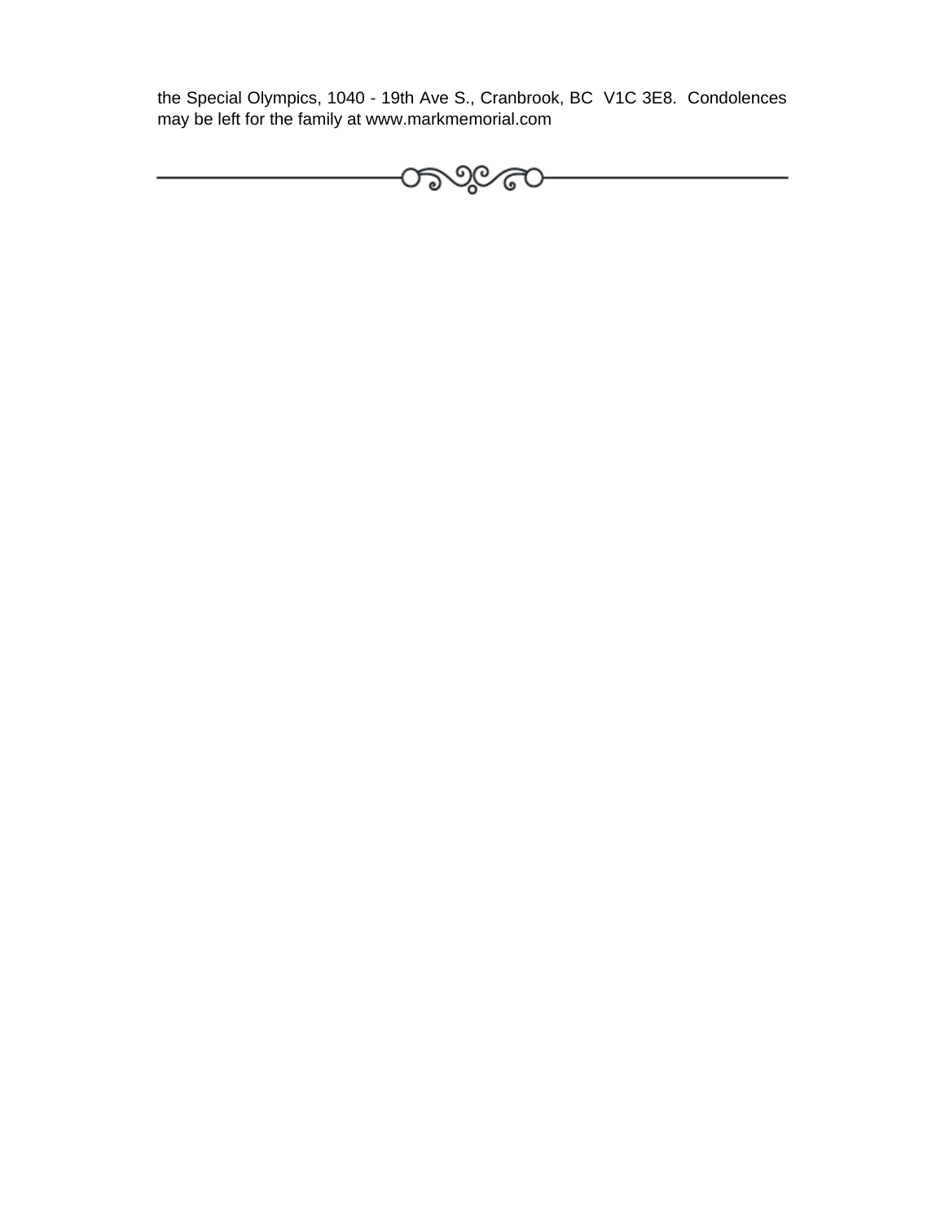the Special Olympics, 1040 - 19th Ave S., Cranbrook, BC  V1C 3E8.  Condolences may be left for the family at www.markmemorial.com